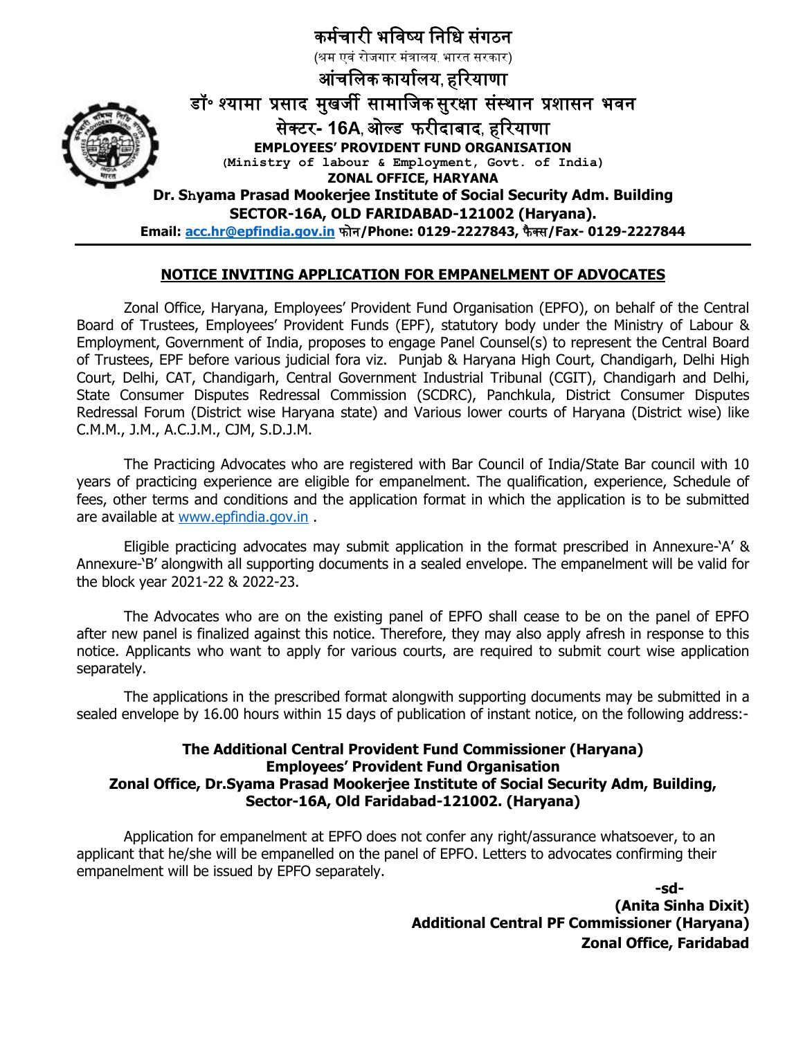# कर्मचारी भविष्य निधि संगठन

(श्रम एवं रोजगार मंत्रालय, भारत सरकार)

## आंचलिक कार्यालय, हरियाणा

**डॉ॰ श्यामा प्रसाद मुखर्जी सामाजिक सुरक्षा संस्थान प्रशासन भवन**

**सेक्टर- 16A, ओल्ड फरीदाबाद, हरियाणा**

**EMPLOYEES' PROVIDENT FUND ORGANISATION**

(Ministry of labour & Employment, Govt. of India)

**ZONAL OFFICE, HARYANA**

**Dr. Shyama Prasad Mookerjee Institute of Social Security Adm. Building**

**SECTOR-16A, OLD FARIDABAD-121002 (Haryana).**

**Email: acc.hr@epfindia.gov.in फोन/Phone: 0129-2227843, फैक्स/Fax- 0129-2227844**

---

## NOTICE INVITING APPLICATION FOR EMPANELMENT OF ADVOCATES

Zonal Office, Haryana, Employees' Provident Fund Organisation (EPFO), on behalf of the Central Board of Trustees, Employees' Provident Funds (EPF), statutory body under the Ministry of Labour & Employment, Government of India, proposes to engage Panel Counsel(s) to represent the Central Board of Trustees, EPF before various judicial fora viz. Punjab & Haryana High Court, Chandigarh, Delhi High Court, Delhi, CAT, Chandigarh, Central Government Industrial Tribunal (CGIT), Chandigarh and Delhi, State Consumer Disputes Redressal Commission (SCDRC), Panchkula, District Consumer Disputes Redressal Forum (District wise Haryana state) and Various lower courts of Haryana (District wise) like C.M.M., J.M., A.C.J.M., CJM, S.D.J.M.

The Practicing Advocates who are registered with Bar Council of India/State Bar council with 10 years of practicing experience are eligible for empanelment. The qualification, experience, Schedule of fees, other terms and conditions and the application format in which the application is to be submitted are available at www.epfindia.gov.in .

Eligible practicing advocates may submit application in the format prescribed in Annexure-'A' & Annexure-'B' alongwith all supporting documents in a sealed envelope. The empanelment will be valid for the block year 2021-22 & 2022-23.

The Advocates who are on the existing panel of EPFO shall cease to be on the panel of EPFO after new panel is finalized against this notice. Therefore, they may also apply afresh in response to this notice. Applicants who want to apply for various courts, are required to submit court wise application separately.

The applications in the prescribed format alongwith supporting documents may be submitted in a sealed envelope by 16.00 hours within 15 days of publication of instant notice, on the following address:-

**The Additional Central Provident Fund Commissioner (Haryana)**
**Employees' Provident Fund Organisation**
**Zonal Office, Dr.Syama Prasad Mookerjee Institute of Social Security Adm, Building,**
**Sector-16A, Old Faridabad-121002. (Haryana)**

Application for empanelment at EPFO does not confer any right/assurance whatsoever, to an applicant that he/she will be empanelled on the panel of EPFO. Letters to advocates confirming their empanelment will be issued by EPFO separately.

**-sd-**
**(Anita Sinha Dixit)**
**Additional Central PF Commissioner (Haryana)**
**Zonal Office, Faridabad**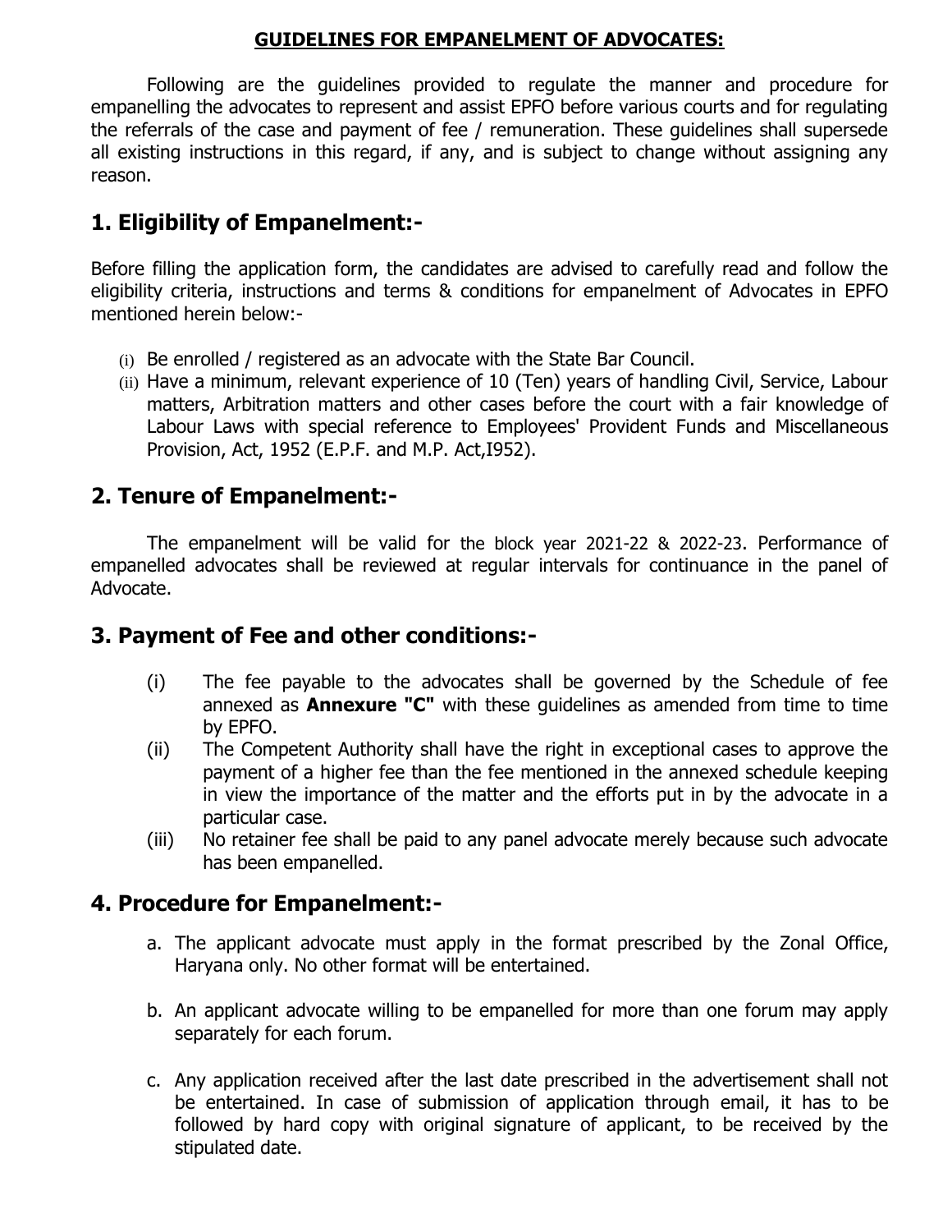**GUIDELINES FOR EMPANELMENT OF ADVOCATES:**

Following are the guidelines provided to regulate the manner and procedure for empanelling the advocates to represent and assist EPFO before various courts and for regulating the referrals of the case and payment of fee / remuneration. These guidelines shall supersede all existing instructions in this regard, if any, and is subject to change without assigning any reason.

## 1. Eligibility of Empanelment:-

Before filling the application form, the candidates are advised to carefully read and follow the eligibility criteria, instructions and terms & conditions for empanelment of Advocates in EPFO mentioned herein below:-

(i) Be enrolled / registered as an advocate with the State Bar Council.

(ii) Have a minimum, relevant experience of 10 (Ten) years of handling Civil, Service, Labour matters, Arbitration matters and other cases before the court with a fair knowledge of Labour Laws with special reference to Employees' Provident Funds and Miscellaneous Provision, Act, 1952 (E.P.F. and M.P. Act,I952).

## 2. Tenure of Empanelment:-

The empanelment will be valid for the block year 2021-22 & 2022-23. Performance of empanelled advocates shall be reviewed at regular intervals for continuance in the panel of Advocate.

## 3. Payment of Fee and other conditions:-

(i) The fee payable to the advocates shall be governed by the Schedule of fee annexed as **Annexure "C"** with these guidelines as amended from time to time by EPFO.

(ii) The Competent Authority shall have the right in exceptional cases to approve the payment of a higher fee than the fee mentioned in the annexed schedule keeping in view the importance of the matter and the efforts put in by the advocate in a particular case.

(iii) No retainer fee shall be paid to any panel advocate merely because such advocate has been empanelled.

## 4. Procedure for Empanelment:-

a. The applicant advocate must apply in the format prescribed by the Zonal Office, Haryana only. No other format will be entertained.

b. An applicant advocate willing to be empanelled for more than one forum may apply separately for each forum.

c. Any application received after the last date prescribed in the advertisement shall not be entertained. In case of submission of application through email, it has to be followed by hard copy with original signature of applicant, to be received by the stipulated date.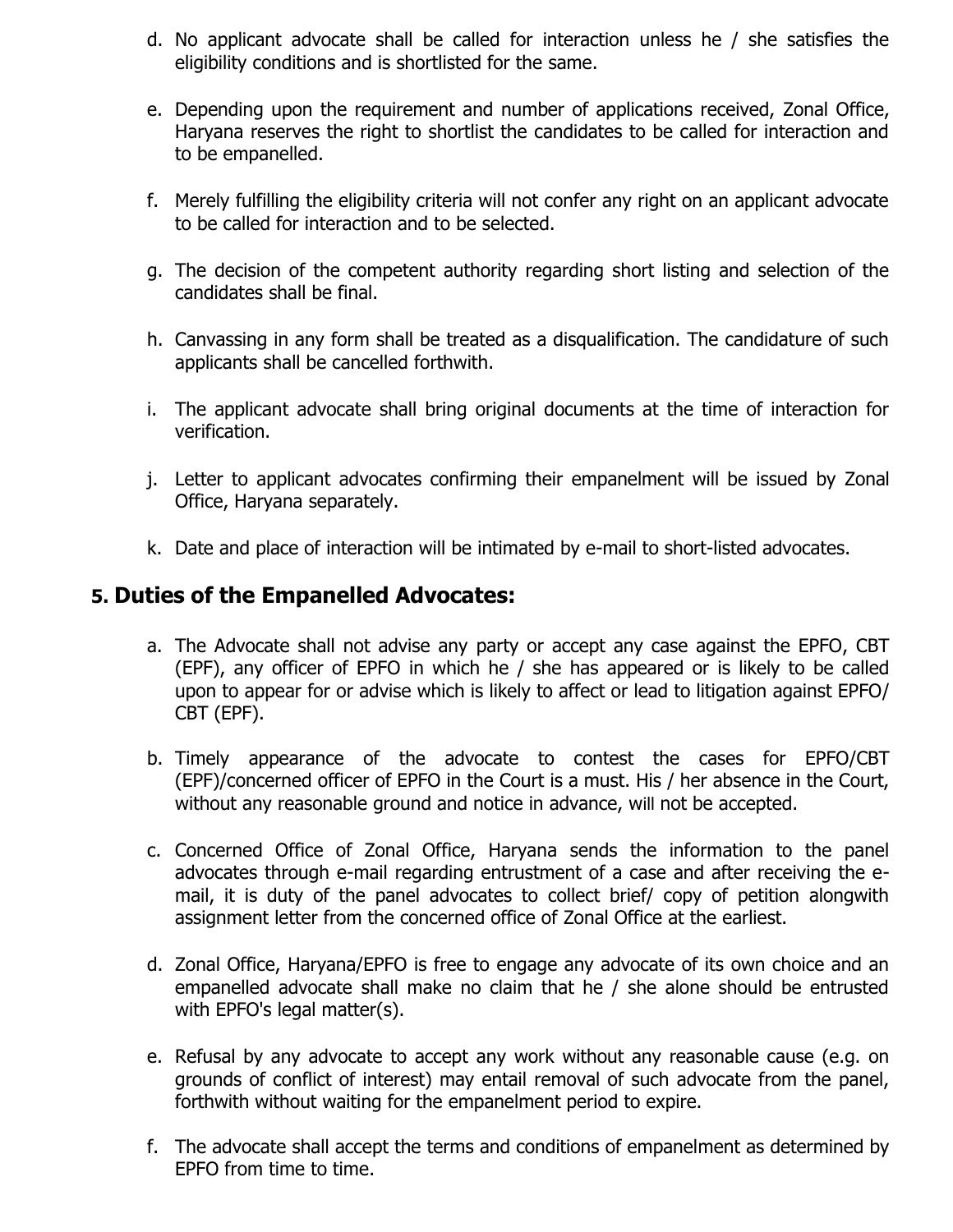d. No applicant advocate shall be called for interaction unless he / she satisfies the eligibility conditions and is shortlisted for the same.

e. Depending upon the requirement and number of applications received, Zonal Office, Haryana reserves the right to shortlist the candidates to be called for interaction and to be empanelled.

f. Merely fulfilling the eligibility criteria will not confer any right on an applicant advocate to be called for interaction and to be selected.

g. The decision of the competent authority regarding short listing and selection of the candidates shall be final.

h. Canvassing in any form shall be treated as a disqualification. The candidature of such applicants shall be cancelled forthwith.

i. The applicant advocate shall bring original documents at the time of interaction for verification.

j. Letter to applicant advocates confirming their empanelment will be issued by Zonal Office, Haryana separately.

k. Date and place of interaction will be intimated by e-mail to short-listed advocates.

## 5. Duties of the Empanelled Advocates:

a. The Advocate shall not advise any party or accept any case against the EPFO, CBT (EPF), any officer of EPFO in which he / she has appeared or is likely to be called upon to appear for or advise which is likely to affect or lead to litigation against EPFO/ CBT (EPF).

b. Timely appearance of the advocate to contest the cases for EPFO/CBT (EPF)/concerned officer of EPFO in the Court is a must. His / her absence in the Court, without any reasonable ground and notice in advance, will not be accepted.

c. Concerned Office of Zonal Office, Haryana sends the information to the panel advocates through e-mail regarding entrustment of a case and after receiving the e-mail, it is duty of the panel advocates to collect brief/ copy of petition alongwith assignment letter from the concerned office of Zonal Office at the earliest.

d. Zonal Office, Haryana/EPFO is free to engage any advocate of its own choice and an empanelled advocate shall make no claim that he / she alone should be entrusted with EPFO's legal matter(s).

e. Refusal by any advocate to accept any work without any reasonable cause (e.g. on grounds of conflict of interest) may entail removal of such advocate from the panel, forthwith without waiting for the empanelment period to expire.

f. The advocate shall accept the terms and conditions of empanelment as determined by EPFO from time to time.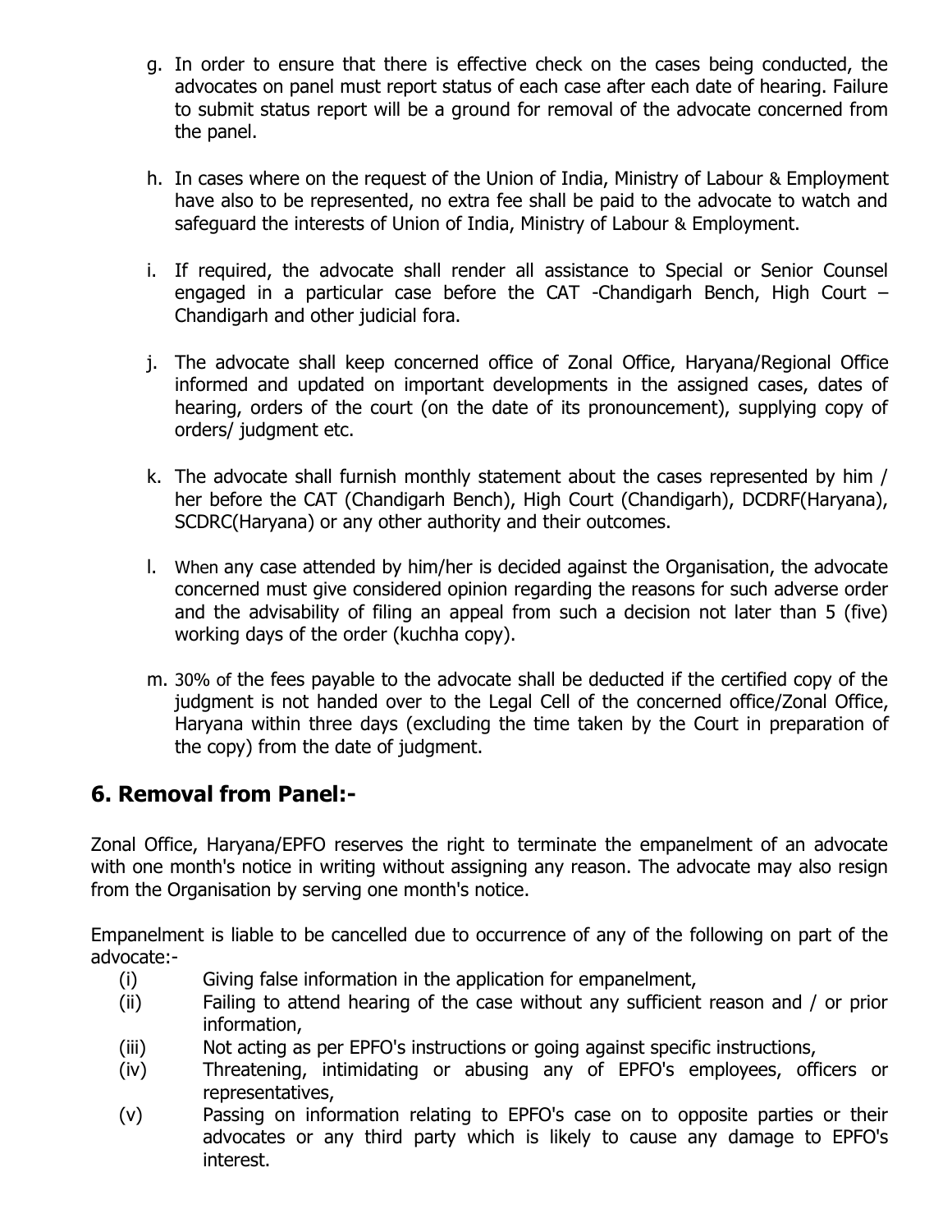g. In order to ensure that there is effective check on the cases being conducted, the advocates on panel must report status of each case after each date of hearing. Failure to submit status report will be a ground for removal of the advocate concerned from the panel.

h. In cases where on the request of the Union of India, Ministry of Labour & Employment have also to be represented, no extra fee shall be paid to the advocate to watch and safeguard the interests of Union of India, Ministry of Labour & Employment.

i. If required, the advocate shall render all assistance to Special or Senior Counsel engaged in a particular case before the CAT -Chandigarh Bench, High Court – Chandigarh and other judicial fora.

j. The advocate shall keep concerned office of Zonal Office, Haryana/Regional Office informed and updated on important developments in the assigned cases, dates of hearing, orders of the court (on the date of its pronouncement), supplying copy of orders/ judgment etc.

k. The advocate shall furnish monthly statement about the cases represented by him / her before the CAT (Chandigarh Bench), High Court (Chandigarh), DCDRF(Haryana), SCDRC(Haryana) or any other authority and their outcomes.

l. When any case attended by him/her is decided against the Organisation, the advocate concerned must give considered opinion regarding the reasons for such adverse order and the advisability of filing an appeal from such a decision not later than 5 (five) working days of the order (kuchha copy).

m. 30% of the fees payable to the advocate shall be deducted if the certified copy of the judgment is not handed over to the Legal Cell of the concerned office/Zonal Office, Haryana within three days (excluding the time taken by the Court in preparation of the copy) from the date of judgment.

## 6. Removal from Panel:-

Zonal Office, Haryana/EPFO reserves the right to terminate the empanelment of an advocate with one month's notice in writing without assigning any reason. The advocate may also resign from the Organisation by serving one month's notice.

Empanelment is liable to be cancelled due to occurrence of any of the following on part of the advocate:-

(i) Giving false information in the application for empanelment,

(ii) Failing to attend hearing of the case without any sufficient reason and / or prior information,

(iii) Not acting as per EPFO's instructions or going against specific instructions,

(iv) Threatening, intimidating or abusing any of EPFO's employees, officers or representatives,

(v) Passing on information relating to EPFO's case on to opposite parties or their advocates or any third party which is likely to cause any damage to EPFO's interest.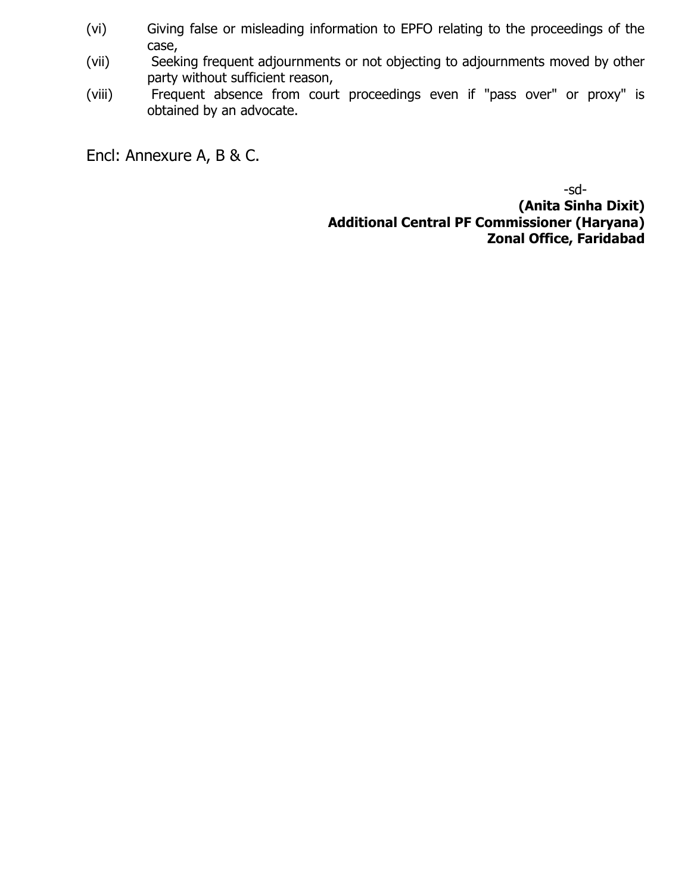(vi) Giving false or misleading information to EPFO relating to the proceedings of the case,

(vii) Seeking frequent adjournments or not objecting to adjournments moved by other party without sufficient reason,

(viii) Frequent absence from court proceedings even if "pass over" or proxy" is obtained by an advocate.

Encl: Annexure A, B & C.

-sd-

**(Anita Sinha Dixit)**
**Additional Central PF Commissioner (Haryana)**
**Zonal Office, Faridabad**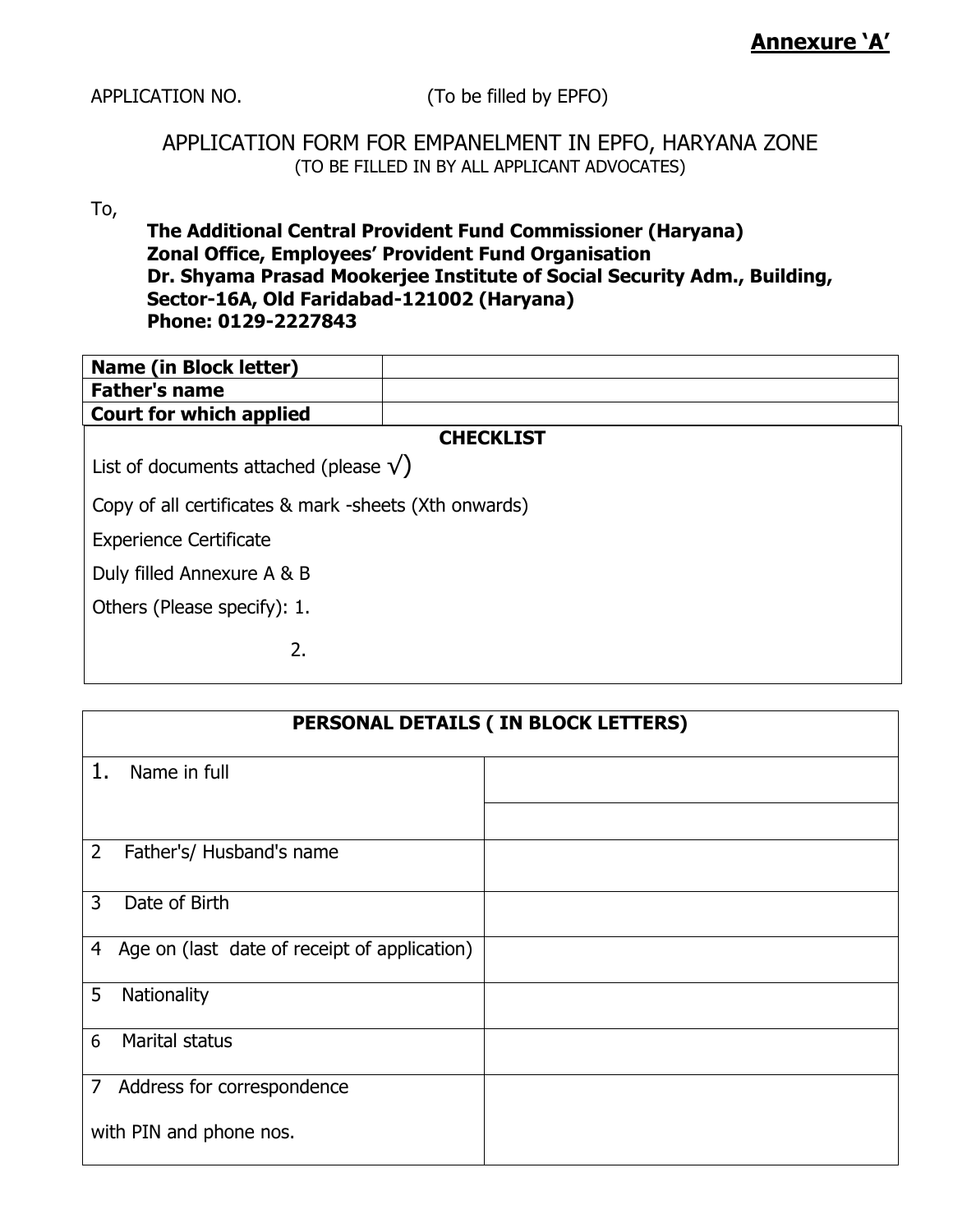**Annexure 'A'**

APPLICATION NO. (To be filled by EPFO)

# APPLICATION FORM FOR EMPANELMENT IN EPFO, HARYANA ZONE

(TO BE FILLED IN BY ALL APPLICANT ADVOCATES)

To,

**The Additional Central Provident Fund Commissioner (Haryana)**
**Zonal Office, Employees' Provident Fund Organisation**
**Dr. Shyama Prasad Mookerjee Institute of Social Security Adm., Building,**
**Sector-16A, Old Faridabad-121002 (Haryana)**
**Phone: 0129-2227843**

| **Name (in Block letter)** | |
|---|---|
| **Father's name** | |
| **Court for which applied** | |

**CHECKLIST**

List of documents attached (please √)

Copy of all certificates & mark -sheets (Xth onwards)

Experience Certificate

Duly filled Annexure A & B

Others (Please specify): 1.

2.

| **PERSONAL DETAILS ( IN BLOCK LETTERS)** | |
|---|---|
| 1. Name in full | |
| | |
| 2 Father's/ Husband's name | |
| 3 Date of Birth | |
| 4 Age on (last date of receipt of application) | |
| 5 Nationality | |
| 6 Marital status | |
| 7 Address for correspondence with PIN and phone nos. | |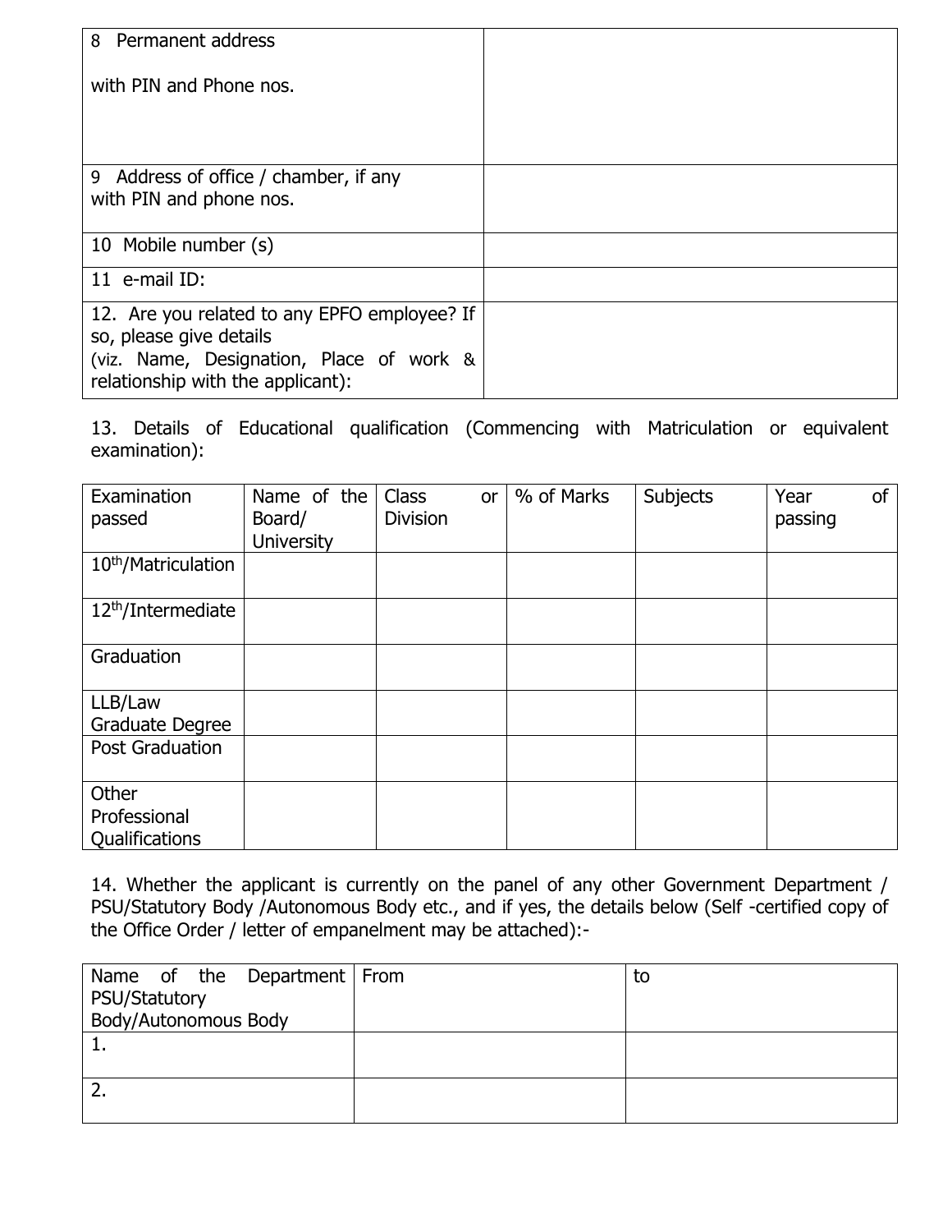| 8 Permanent address<br><br>with PIN and Phone nos. | |
|---|---|
| 9 Address of office / chamber, if any with PIN and phone nos. | |
| 10 Mobile number (s) | |
| 11 e-mail ID: | |
| 12. Are you related to any EPFO employee? If so, please give details (viz. Name, Designation, Place of work & relationship with the applicant): | |

13. Details of Educational qualification (Commencing with Matriculation or equivalent examination):

| Examination passed | Name of the Board/ University | Class or Division | % of Marks | Subjects | Year of passing |
|---|---|---|---|---|---|
| 10th/Matriculation | | | | | |
| 12th/Intermediate | | | | | |
| Graduation | | | | | |
| LLB/Law Graduate Degree | | | | | |
| Post Graduation | | | | | |
| Other Professional Qualifications | | | | | |

14. Whether the applicant is currently on the panel of any other Government Department / PSU/Statutory Body /Autonomous Body etc., and if yes, the details below (Self -certified copy of the Office Order / letter of empanelment may be attached):-

| Name of the Department PSU/Statutory Body/Autonomous Body | From | to |
|---|---|---|
| 1. | | |
| 2. | | |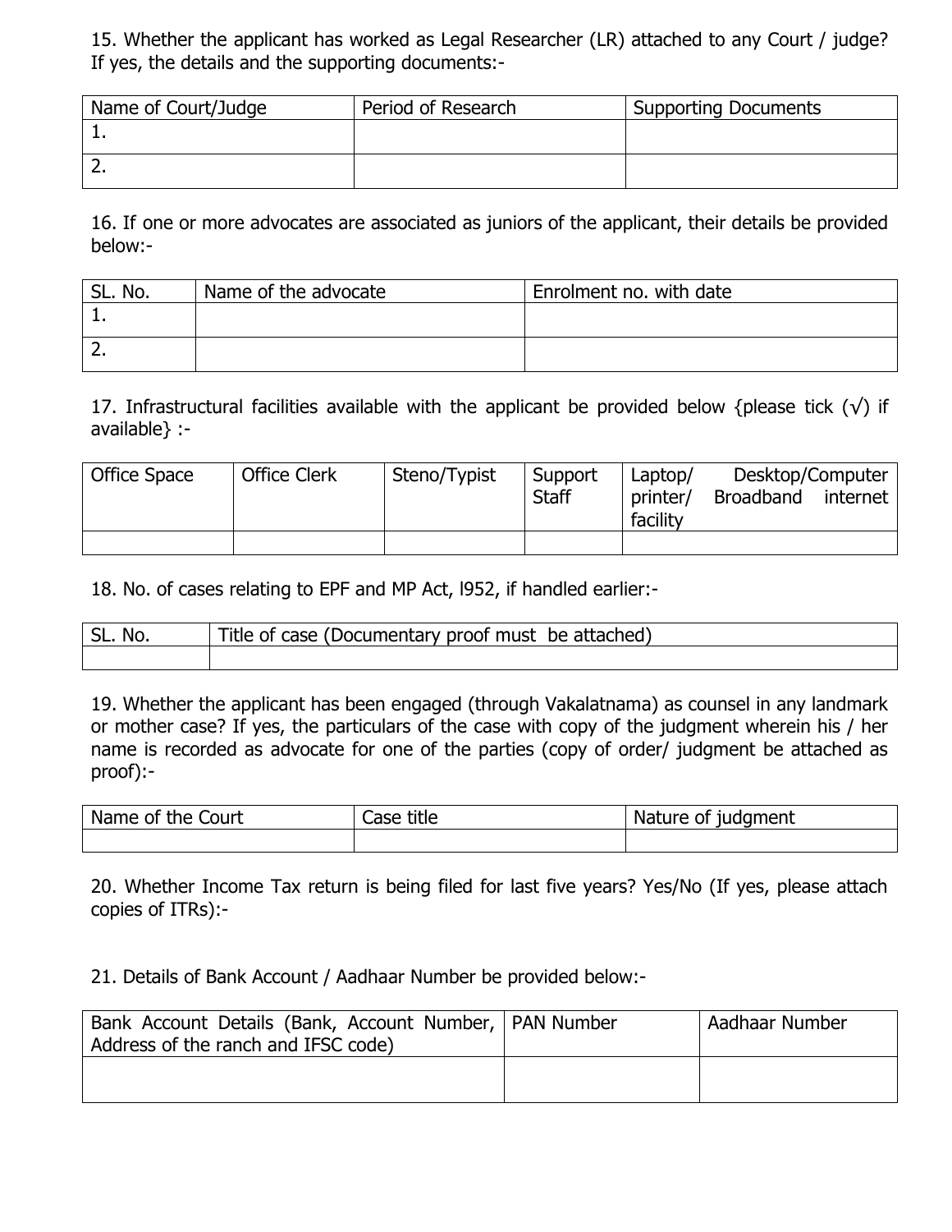15. Whether the applicant has worked as Legal Researcher (LR) attached to any Court / judge? If yes, the details and the supporting documents:-

| Name of Court/Judge | Period of Research | Supporting Documents |
|---|---|---|
| 1. | | |
| 2. | | |

16. If one or more advocates are associated as juniors of the applicant, their details be provided below:-

| SL. No. | Name of the advocate | Enrolment no. with date |
|---|---|---|
| 1. | | |
| 2. | | |

17. Infrastructural facilities available with the applicant be provided below {please tick (√) if available} :-

| Office Space | Office Clerk | Steno/Typist | Support Staff | Laptop/ Desktop/Computer printer/ Broadband internet facility |
|---|---|---|---|---|
| | | | | |

18. No. of cases relating to EPF and MP Act, l952, if handled earlier:-

| SL. No. | Title of case (Documentary proof must be attached) |
|---|---|
| | |

19. Whether the applicant has been engaged (through Vakalatnama) as counsel in any landmark or mother case? If yes, the particulars of the case with copy of the judgment wherein his / her name is recorded as advocate for one of the parties (copy of order/ judgment be attached as proof):-

| Name of the Court | Case title | Nature of judgment |
|---|---|---|
| | | |

20. Whether Income Tax return is being filed for last five years? Yes/No (If yes, please attach copies of ITRs):-

21. Details of Bank Account / Aadhaar Number be provided below:-

| Bank Account Details (Bank, Account Number, Address of the ranch and IFSC code) | PAN Number | Aadhaar Number |
|---|---|---|
| | | |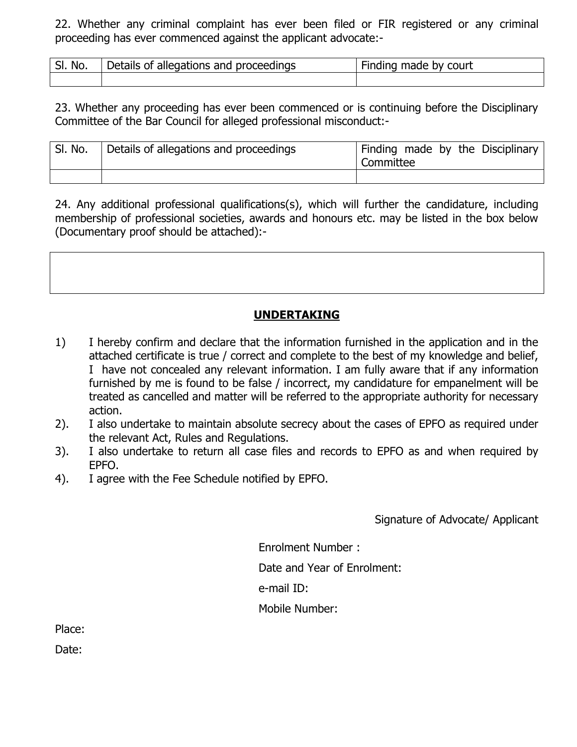22. Whether any criminal complaint has ever been filed or FIR registered or any criminal proceeding has ever commenced against the applicant advocate:-

| Sl. No. | Details of allegations and proceedings | Finding made by court |
|---|---|---|
| | | |

23. Whether any proceeding has ever been commenced or is continuing before the Disciplinary Committee of the Bar Council for alleged professional misconduct:-

| Sl. No. | Details of allegations and proceedings | Finding made by the Disciplinary Committee |
|---|---|---|
| | | |

24. Any additional professional qualifications(s), which will further the candidature, including membership of professional societies, awards and honours etc. may be listed in the box below (Documentary proof should be attached):-

| |
|---|
| |

**UNDERTAKING**

1) I hereby confirm and declare that the information furnished in the application and in the attached certificate is true / correct and complete to the best of my knowledge and belief, I have not concealed any relevant information. I am fully aware that if any information furnished by me is found to be false / incorrect, my candidature for empanelment will be treated as cancelled and matter will be referred to the appropriate authority for necessary action.

2). I also undertake to maintain absolute secrecy about the cases of EPFO as required under the relevant Act, Rules and Regulations.

3). I also undertake to return all case files and records to EPFO as and when required by EPFO.

4). I agree with the Fee Schedule notified by EPFO.

Signature of Advocate/ Applicant

Enrolment Number :

Date and Year of Enrolment:

e-mail ID:

Mobile Number:

Place:

Date: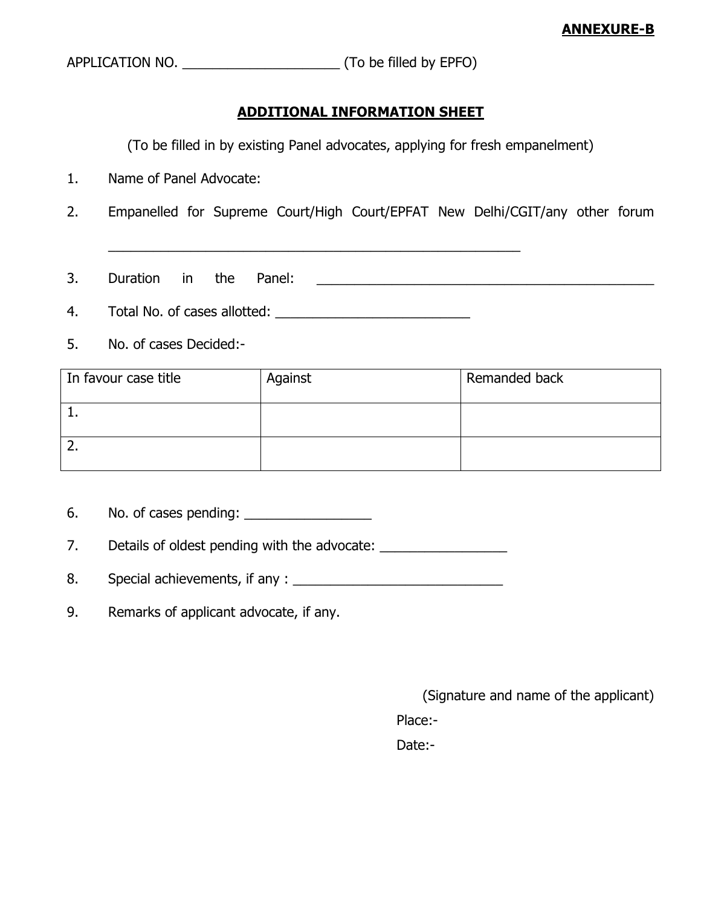**ANNEXURE-B**

APPLICATION NO. ______________________ (To be filled by EPFO)

## ADDITIONAL INFORMATION SHEET

(To be filled in by existing Panel advocates, applying for fresh empanelment)

1. Name of Panel Advocate:
2. Empanelled for Supreme Court/High Court/EPFAT New Delhi/CGIT/any other forum ____________________________________________________________
3. Duration in the Panel: ________________________________________________
4. Total No. of cases allotted: ___________________________
5. No. of cases Decided:-

| In favour case title | Against | Remanded back |
|---|---|---|
| 1. | | |
| 2. | | |

6. No. of cases pending: _________________
7. Details of oldest pending with the advocate: _________________
8. Special achievements, if any : _____________________________
9. Remarks of applicant advocate, if any.

(Signature and name of the applicant)

Place:-

Date:-